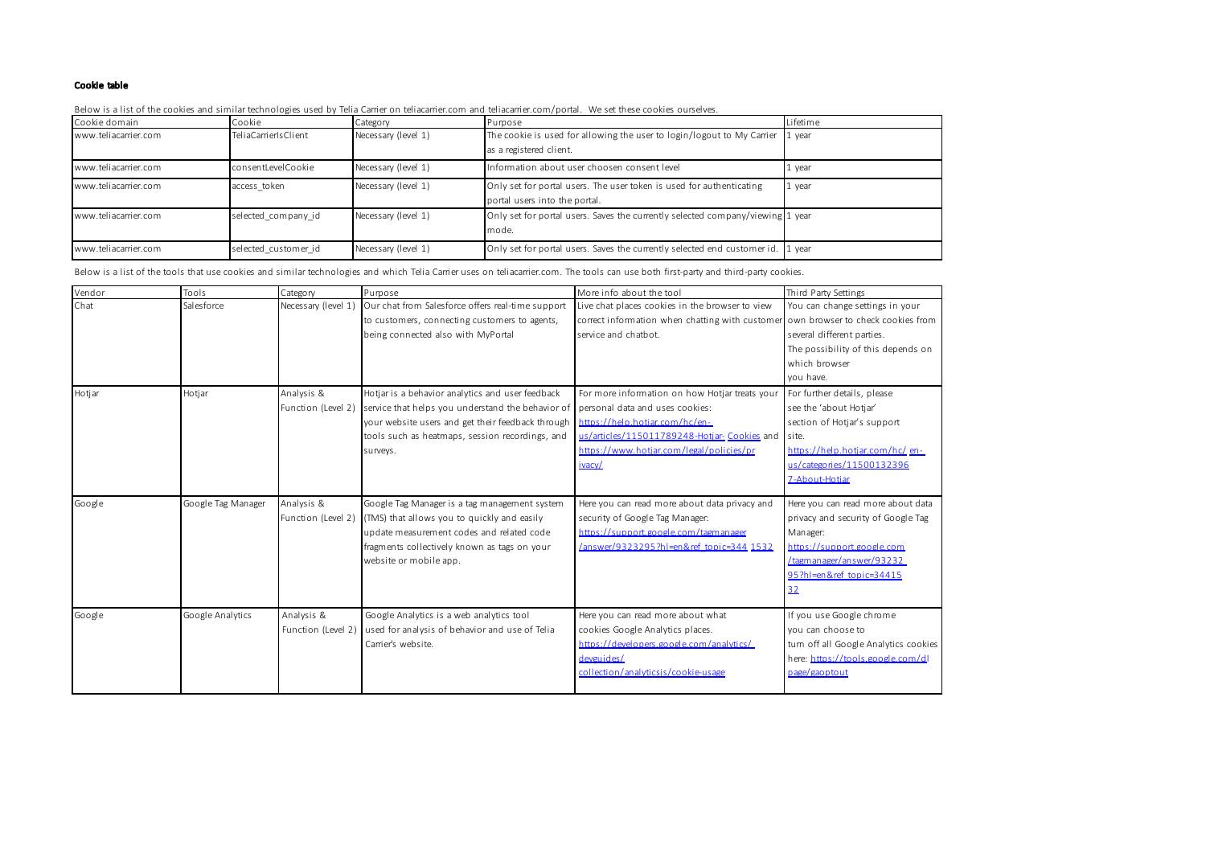**Cookie table**

Below is a list of the cookies and similar technologies used by Telia Carrier on teliacarrier.com and teliacarrier.com/portal. We set these cookies ourselves.

| Cookie domain | Cookie | Category | Purpose | Lifetime |
|---|---|---|---|---|
| www.teliacarrier.com | TeliaCarrierIsClient | Necessary (level 1) | The cookie is used for allowing the user to login/logout to My Carrier as a registered client. | 1 year |
| www.teliacarrier.com | consentLevelCookie | Necessary (level 1) | Information about user choosen consent level | 1 year |
| www.teliacarrier.com | access_token | Necessary (level 1) | Only set for portal users. The user token is used for authenticating portal users into the portal. | 1 year |
| www.teliacarrier.com | selected_company_id | Necessary (level 1) | Only set for portal users. Saves the currently selected company/viewing mode. | 1 year |
| www.teliacarrier.com | selected_customer_id | Necessary (level 1) | Only set for portal users. Saves the currently selected end customer id. | 1 year |

Below is a list of the tools that use cookies and similar technologies and which Telia Carrier uses on teliacarrier.com. The tools can use both first-party and third-party cookies.

| Vendor | Tools | Category | Purpose | More info about the tool | Third Party Settings |
|---|---|---|---|---|---|
| Chat | Salesforce | Necessary (level 1) | Our chat from Salesforce offers real-time support to customers, connecting customers to agents, being connected also with MyPortal | Live chat places cookies in the browser to view correct information when chatting with customer service and chatbot. | You can change settings in your own browser to check cookies from several different parties. The possibility of this depends on which browser you have. |
| Hotjar | Hotjar | Analysis & Function (Level 2) | Hotjar is a behavior analytics and user feedback service that helps you understand the behavior of your website users and get their feedback through tools such as heatmaps, session recordings, and surveys. | For more information on how Hotjar treats your personal data and uses cookies: https://help.hotjar.com/hc/en-us/articles/115011789248-Hotjar-Cookies and https://www.hotjar.com/legal/policies/privacy/ | For further details, please see the 'about Hotjar' section of Hotjar's support site. https://help.hotjar.com/hc/en-us/categories/115001323967-About-Hotjar |
| Google | Google Tag Manager | Analysis & Function (Level 2) | Google Tag Manager is a tag management system (TMS) that allows you to quickly and easily update measurement codes and related code fragments collectively known as tags on your website or mobile app. | Here you can read more about data privacy and security of Google Tag Manager: https://support.google.com/tagmanager/answer/9323295?hl=en&ref_topic=3441532 | Here you can read more about data privacy and security of Google Tag Manager: https://support.google.com/tagmanager/answer/9323295?hl=en&ref_topic=3441532 |
| Google | Google Analytics | Analysis & Function (Level 2) | Google Analytics is a web analytics tool used for analysis of behavior and use of Telia Carrier's website. | Here you can read more about what cookies Google Analytics places. https://developers.google.com/analytics/devguides/collection/analyticsjs/cookie-usage | If you use Google chrome you can choose to turn off all Google Analytics cookies here: https://tools.google.com/dlpage/gaoptout |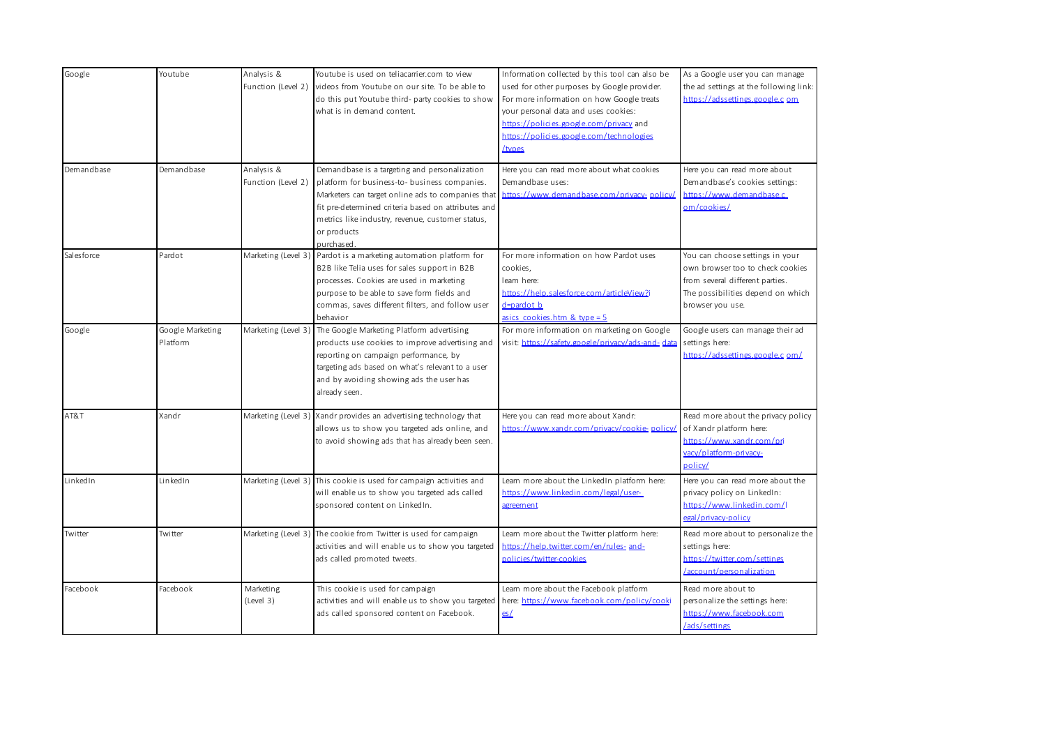| | | | | | |
|---|---|---|---|---|---|
| Google | Youtube | Analysis & Function (Level 2) | Youtube is used on teliacarrier.com to view videos from Youtube on our site. To be able to do this put Youtube third- party cookies to show what is in demand content. | Information collected by this tool can also be used for other purposes by Google provider. For more information on how Google treats your personal data and uses cookies: https://policies.google.com/privacy and https://policies.google.com/technologies/types | As a Google user you can manage the ad settings at the following link: https://adssettings.google.c om |
| Demandbase | Demandbase | Analysis & Function (Level 2) | Demandbase is a targeting and personalization platform for business-to- business companies. Marketers can target online ads to companies that fit pre-determined criteria based on attributes and metrics like industry, revenue, customer status, or products purchased. | Here you can read more about what cookies Demandbase uses: https://www.demandbase.com/privacy- policy/ | Here you can read more about Demandbase's cookies settings: https://www.demandbase.c om/cookies/ |
| Salesforce | Pardot | Marketing (Level 3) | Pardot is a marketing automation platform for B2B like Telia uses for sales support in B2B processes. Cookies are used in marketing purpose to be able to save form fields and commas, saves different filters, and follow user behavior | For more information on how Pardot uses cookies, learn here: https://help.salesforce.com/articleView?id=pardot_b asics_cookies.htm & type = 5 | You can choose settings in your own browser too to check cookies from several different parties. The possibilities depend on which browser you use. |
| Google | Google Marketing Platform | Marketing (Level 3) | The Google Marketing Platform advertising products use cookies to improve advertising and reporting on campaign performance, by targeting ads based on what's relevant to a user and by avoiding showing ads the user has already seen. | For more information on marketing on Google visit: https://safety.google/privacy/ads-and- data | Google users can manage their ad settings here: https://adssettings.google.c om/ |
| AT&T | Xandr | Marketing (Level 3) | Xandr provides an advertising technology that allows us to show you targeted ads online, and to avoid showing ads that has already been seen. | Here you can read more about Xandr: https://www.xandr.com/privacy/cookie- policy/ | Read more about the privacy policy of Xandr platform here: https://www.xandr.com/privacy/platform-privacy-policy/ |
| LinkedIn | LinkedIn | Marketing (Level 3) | This cookie is used for campaign activities and will enable us to show you targeted ads called sponsored content on LinkedIn. | Learn more about the LinkedIn platform here: https://www.linkedin.com/legal/user-agreement | Here you can read more about the privacy policy on LinkedIn: https://www.linkedin.com/legal/privacy-policy |
| Twitter | Twitter | Marketing (Level 3) | The cookie from Twitter is used for campaign activities and will enable us to show you targeted ads called promoted tweets. | Learn more about the Twitter platform here: https://help.twitter.com/en/rules- and-policies/twitter-cookies | Read more about to personalize the settings here: https://twitter.com/settings/account/personalization |
| Facebook | Facebook | Marketing (Level 3) | This cookie is used for campaign activities and will enable us to show you targeted ads called sponsored content on Facebook. | Learn more about the Facebook platform here: https://www.facebook.com/policy/cookies/ | Read more about to personalize the settings here: https://www.facebook.com/ads/settings |